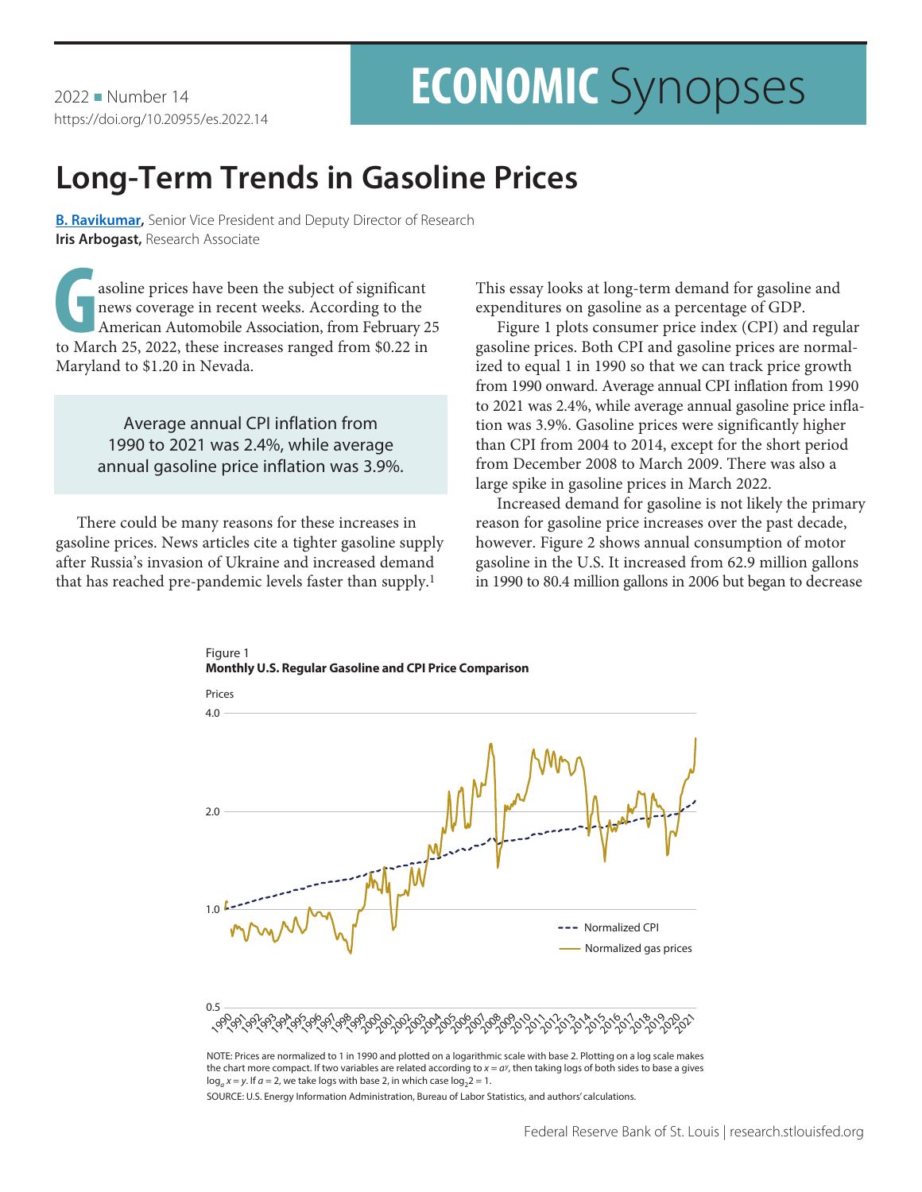2022 ■ Number 14
https://doi.org/10.20955/es.2022.14

# ECONOMIC Synopses

# Long-Term Trends in Gasoline Prices

**B. Ravikumar,** Senior Vice President and Deputy Director of Research
**Iris Arbogast,** Research Associate

Gasoline prices have been the subject of significant news coverage in recent weeks. According to the American Automobile Association, from February 25 to March 25, 2022, these increases ranged from $0.22 in Maryland to $1.20 in Nevada.

> Average annual CPI inflation from 1990 to 2021 was 2.4%, while average annual gasoline price inflation was 3.9%.

There could be many reasons for these increases in gasoline prices. News articles cite a tighter gasoline supply after Russia's invasion of Ukraine and increased demand that has reached pre-pandemic levels faster than supply.[1] This essay looks at long-term demand for gasoline and expenditures on gasoline as a percentage of GDP.

Figure 1 plots consumer price index (CPI) and regular gasoline prices. Both CPI and gasoline prices are normalized to equal 1 in 1990 so that we can track price growth from 1990 onward. Average annual CPI inflation from 1990 to 2021 was 2.4%, while average annual gasoline price inflation was 3.9%. Gasoline prices were significantly higher than CPI from 2004 to 2014, except for the short period from December 2008 to March 2009. There was also a large spike in gasoline prices in March 2022.

Increased demand for gasoline is not likely the primary reason for gasoline price increases over the past decade, however. Figure 2 shows annual consumption of motor gasoline in the U.S. It increased from 62.9 million gallons in 1990 to 80.4 million gallons in 2006 but began to decrease

Figure 1
**Monthly U.S. Regular Gasoline and CPI Price Comparison**

Prices
4.0
2.0
1.0
0.5
1990 1991 1992 1993 1994 1995 1996 1997 1998 1999 2000 2001 2002 2003 2004 2005 2006 2007 2008 2009 2010 2011 2012 2013 2014 2015 2016 2017 2018 2019 2020 2021

Normalized CPI
Normalized gas prices

NOTE: Prices are normalized to 1 in 1990 and plotted on a logarithmic scale with base 2. Plotting on a log scale makes the chart more compact. If two variables are related according to $x = a^y$, then taking logs of both sides to base a gives $\log_a x = y$. If $a = 2$, we take logs with base 2, in which case $\log_2 2 = 1$.

SOURCE: U.S. Energy Information Administration, Bureau of Labor Statistics, and authors' calculations.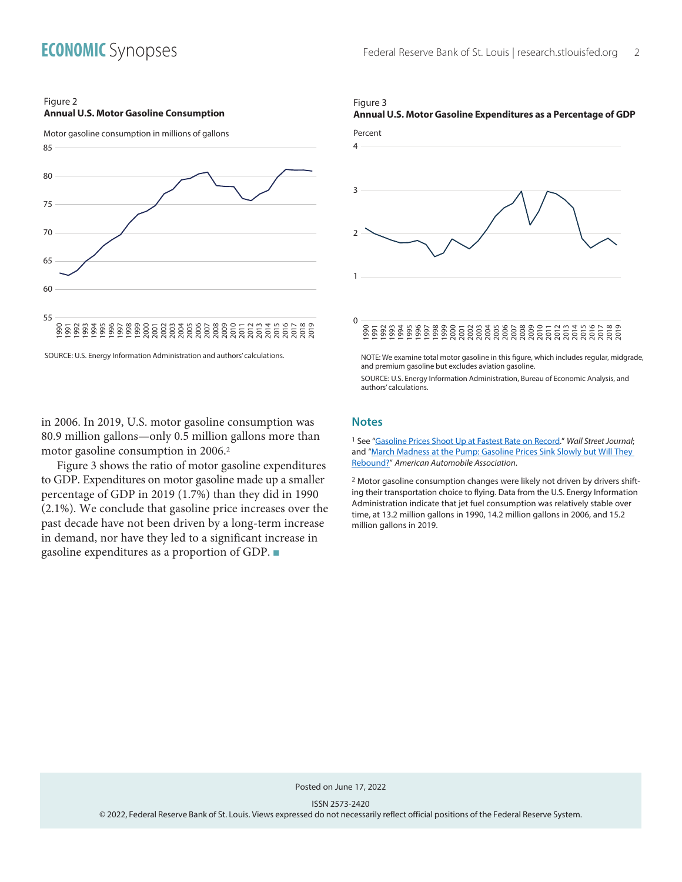Figure 2
**Annual U.S. Motor Gasoline Consumption**

Motor gasoline consumption in millions of gallons

85
80
75
70
65
60
55

1990 1991 1992 1993 1994 1995 1996 1997 1998 1999 2000 2001 2002 2003 2004 2005 2006 2007 2008 2009 2010 2011 2012 2013 2014 2015 2016 2017 2018 2019

SOURCE: U.S. Energy Information Administration and authors' calculations.

Figure 3
**Annual U.S. Motor Gasoline Expenditures as a Percentage of GDP**

Percent

4
3
2
1
0

1990 1991 1992 1993 1994 1995 1996 1997 1998 1999 2000 2001 2002 2003 2004 2005 2006 2007 2008 2009 2010 2011 2012 2013 2014 2015 2016 2017 2018 2019

NOTE: We examine total motor gasoline in this figure, which includes regular, midgrade, and premium gasoline but excludes aviation gasoline.

SOURCE: U.S. Energy Information Administration, Bureau of Economic Analysis, and authors' calculations.

in 2006. In 2019, U.S. motor gasoline consumption was 80.9 million gallons—only 0.5 million gallons more than motor gasoline consumption in 2006.[2]

Figure 3 shows the ratio of motor gasoline expenditures to GDP. Expenditures on motor gasoline made up a smaller percentage of GDP in 2019 (1.7%) than they did in 1990 (2.1%). We conclude that gasoline price increases over the past decade have not been driven by a long-term increase in demand, nor have they led to a significant increase in gasoline expenditures as a proportion of GDP. ■

## Notes

[1] See "Gasoline Prices Shoot Up at Fastest Rate on Record." *Wall Street Journal*; and "March Madness at the Pump: Gasoline Prices Sink Slowly but Will They Rebound?" *American Automobile Association*.

[2] Motor gasoline consumption changes were likely not driven by drivers shifting their transportation choice to flying. Data from the U.S. Energy Information Administration indicate that jet fuel consumption was relatively stable over time, at 13.2 million gallons in 1990, 14.2 million gallons in 2006, and 15.2 million gallons in 2019.

Posted on June 17, 2022

ISSN 2573-2420

© 2022, Federal Reserve Bank of St. Louis. Views expressed do not necessarily reflect official positions of the Federal Reserve System.